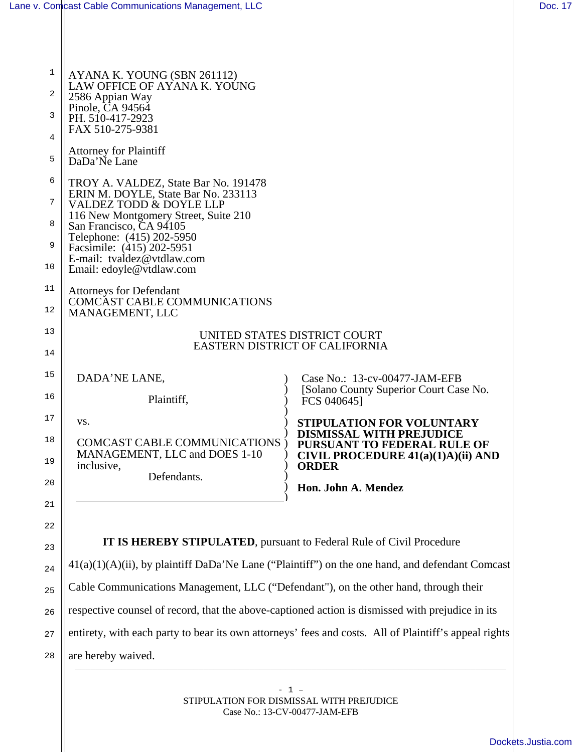AYANA K. YOUNG (SBN 261112)
LAW OFFICE OF AYANA K. YOUNG
2586 Appian Way
Pinole, CA 94564
PH. 510-417-2923
FAX 510-275-9381

Attorney for Plaintiff
DaDa'Ne Lane

TROY A. VALDEZ, State Bar No. 191478
ERIN M. DOYLE, State Bar No. 233113
VALDEZ TODD & DOYLE LLP
116 New Montgomery Street, Suite 210
San Francisco, CA 94105
Telephone: (415) 202-5950
Facsimile: (415) 202-5951
E-mail: tvaldez@vtdlaw.com
Email: edoyle@vtdlaw.com

Attorneys for Defendant
COMCAST CABLE COMMUNICATIONS
MANAGEMENT, LLC

UNITED STATES DISTRICT COURT
EASTERN DISTRICT OF CALIFORNIA

DADA'NE LANE,

Plaintiff,

vs.

COMCAST CABLE COMMUNICATIONS MANAGEMENT, LLC and DOES 1-10 inclusive,

Defendants.

Case No.: 13-cv-00477-JAM-EFB
[Solano County Superior Court Case No. FCS 040645]

**STIPULATION FOR VOLUNTARY DISMISSAL WITH PREJUDICE PURSUANT TO FEDERAL RULE OF CIVIL PROCEDURE 41(a)(1)A)(ii) AND ORDER**

**Hon. John A. Mendez**

**IT IS HEREBY STIPULATED**, pursuant to Federal Rule of Civil Procedure 41(a)(1)(A)(ii), by plaintiff DaDa'Ne Lane ("Plaintiff") on the one hand, and defendant Comcast Cable Communications Management, LLC ("Defendant"), on the other hand, through their respective counsel of record, that the above-captioned action is dismissed with prejudice in its entirety, with each party to bear its own attorneys' fees and costs. All of Plaintiff's appeal rights are hereby waived.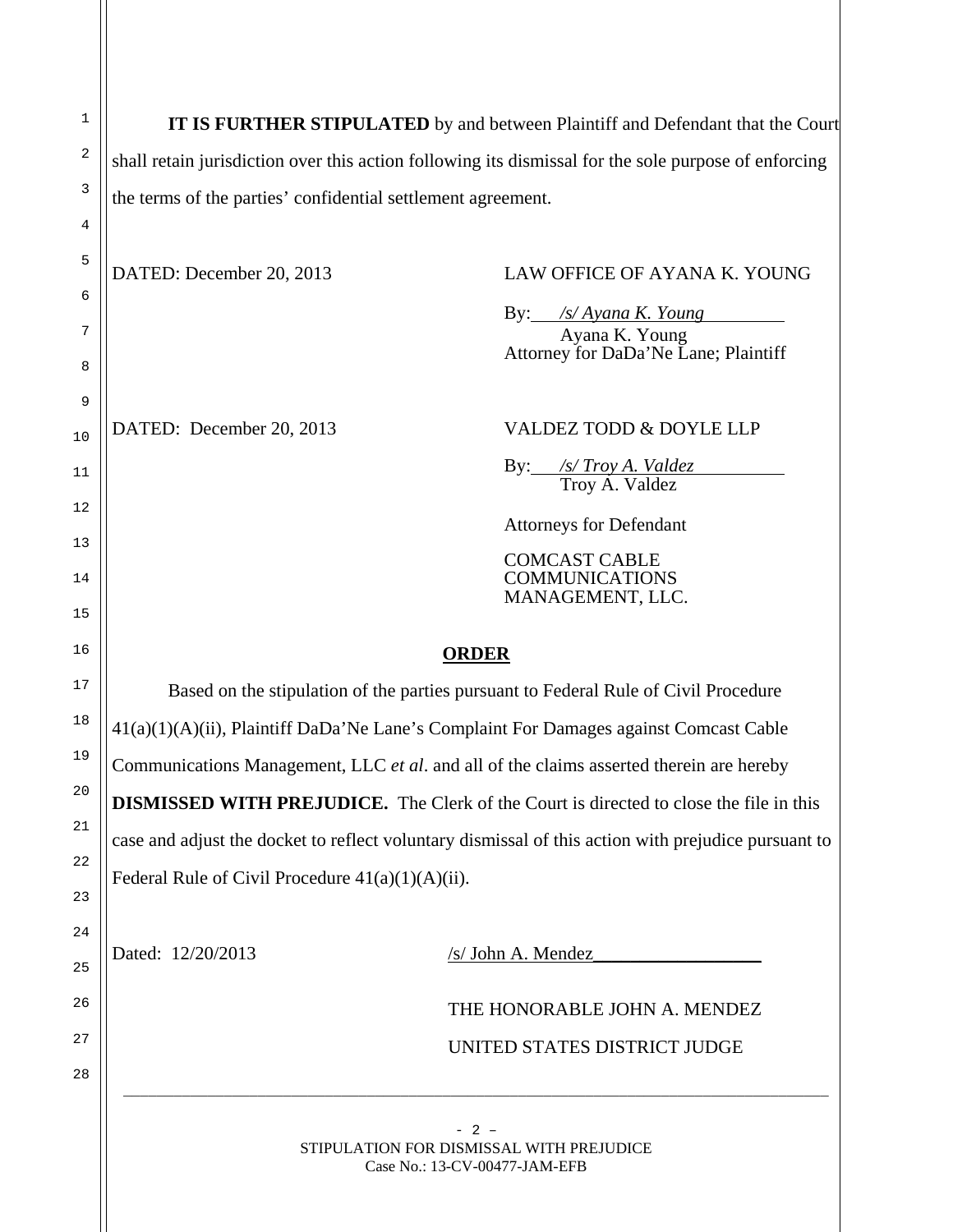**IT IS FURTHER STIPULATED** by and between Plaintiff and Defendant that the Court shall retain jurisdiction over this action following its dismissal for the sole purpose of enforcing the terms of the parties' confidential settlement agreement.

DATED: December 20, 2013

LAW OFFICE OF AYANA K. YOUNG

By: */s/ Ayana K. Young*
Ayana K. Young
Attorney for DaDa'Ne Lane; Plaintiff

DATED: December 20, 2013

VALDEZ TODD & DOYLE LLP

By: */s/ Troy A. Valdez*
Troy A. Valdez

Attorneys for Defendant

COMCAST CABLE COMMUNICATIONS MANAGEMENT, LLC.

## ORDER

Based on the stipulation of the parties pursuant to Federal Rule of Civil Procedure 41(a)(1)(A)(ii), Plaintiff DaDa'Ne Lane's Complaint For Damages against Comcast Cable Communications Management, LLC *et al*. and all of the claims asserted therein are hereby **DISMISSED WITH PREJUDICE.** The Clerk of the Court is directed to close the file in this case and adjust the docket to reflect voluntary dismissal of this action with prejudice pursuant to Federal Rule of Civil Procedure 41(a)(1)(A)(ii).

Dated: 12/20/2013

/s/ John A. Mendez

THE HONORABLE JOHN A. MENDEZ
UNITED STATES DISTRICT JUDGE

STIPULATION FOR DISMISSAL WITH PREJUDICE
Case No.: 13-CV-00477-JAM-EFB